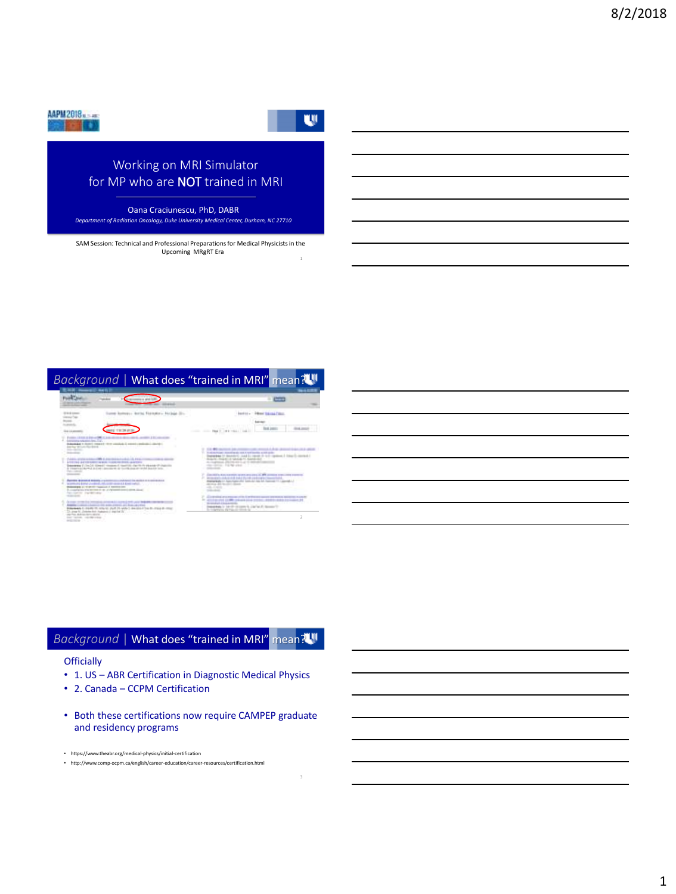# Working on MRI Simulator for MP who are NOT trained in MRI

Oana Craciunescu, PhD, DABR

*Department of Radiation Oncology, Duke University Medical Center, Durham, NC 27710*

SAM Session: Technical and Professional Preparations for Medical Physicists in the Upcoming MRgRT Era

## Background | What does "trained in MRI" mean?

## Background | What does "trained in MRI" mean?

Officially

- 1. US – ABR Certification in Diagnostic Medical Physics
- 2. Canada – CCPM Certification

- Both these certifications now require CAMPEP graduate and residency programs

- https://www.theabr.org/medical-physics/initial-certification
- http://www.comp-ocpm.ca/english/career-education/career-resources/certification.html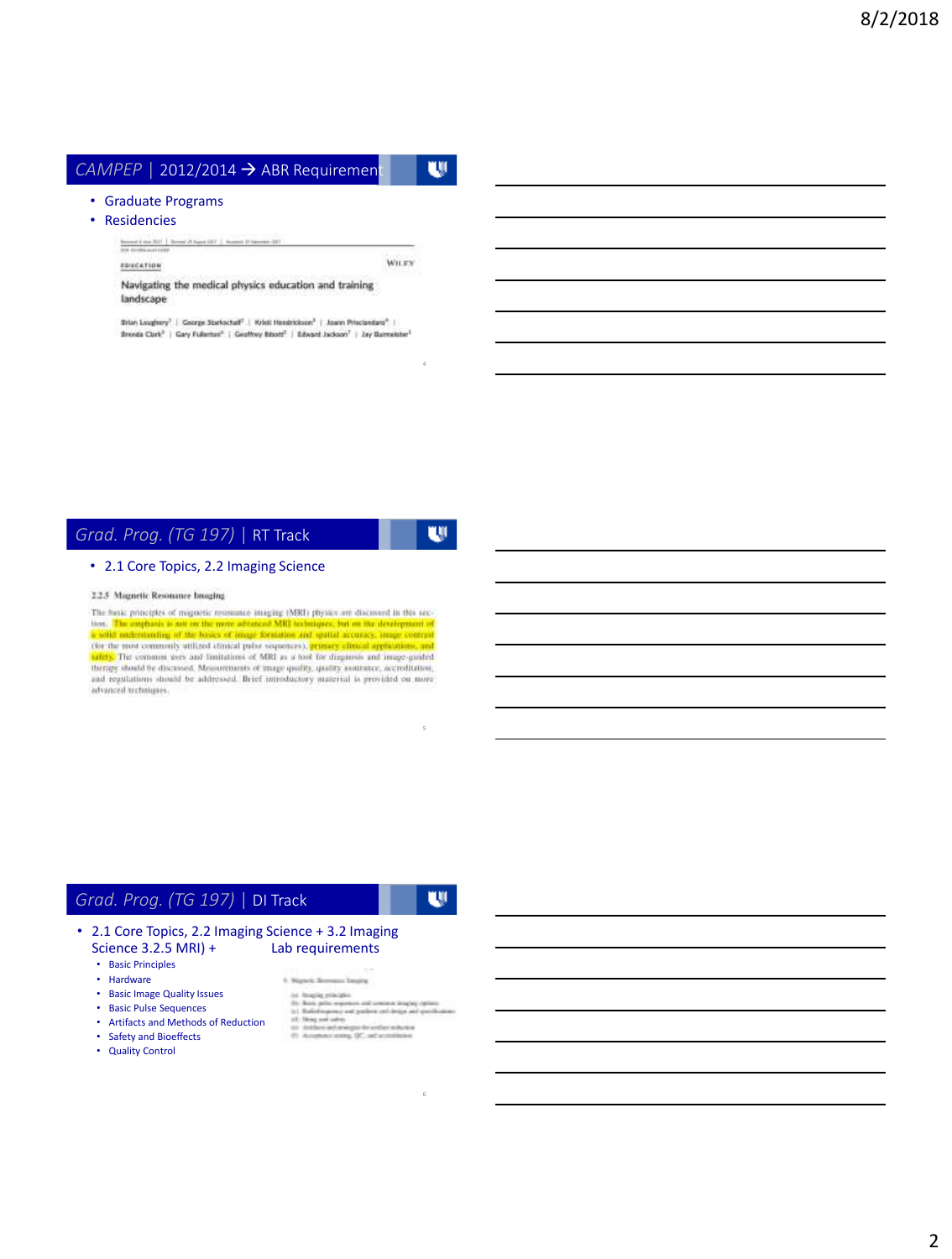## CAMPEP | 2012/2014 → ABR Requirement

- Graduate Programs
- Residencies

EDUCATION

WILEY

Navigating the medical physics education and training landscape

Brian Loughery[1] | George Starkschall[2] | Kristi Hendrickson[3] | Joann Prisciandaro[4] | Brenda Clark[5] | Gary Fullerton[6] | Geoffrey Ibbott[2] | Edward Jackson[7] | Jay Burmeister[1]

## Grad. Prog. (TG 197) | RT Track

- 2.1 Core Topics, 2.2 Imaging Science

2.2.5 Magnetic Resonance Imaging

The basic principles of magnetic resonance imaging (MRI) physics are discussed in this section. The emphasis is not on the more advanced MRI techniques, but on the development of a solid understanding of the basics of image formation and spatial accuracy, image contrast (for the most commonly utilized clinical pulse sequences), primary clinical applications, and safety. The common uses and limitations of MRI as a tool for diagnosis and image-guided therapy should be discussed. Measurements of image quality, quality assurance, accreditation, and regulations should be addressed. Brief introductory material is provided on more advanced techniques.

## Grad. Prog. (TG 197) | DI Track

- 2.1 Core Topics, 2.2 Imaging Science + 3.2 Imaging Science 3.2.5 MRI) + Lab requirements
  - Basic Principles
  - Hardware
  - Basic Image Quality Issues
  - Basic Pulse Sequences
  - Artifacts and Methods of Reduction
  - Safety and Bioeffects
  - Quality Control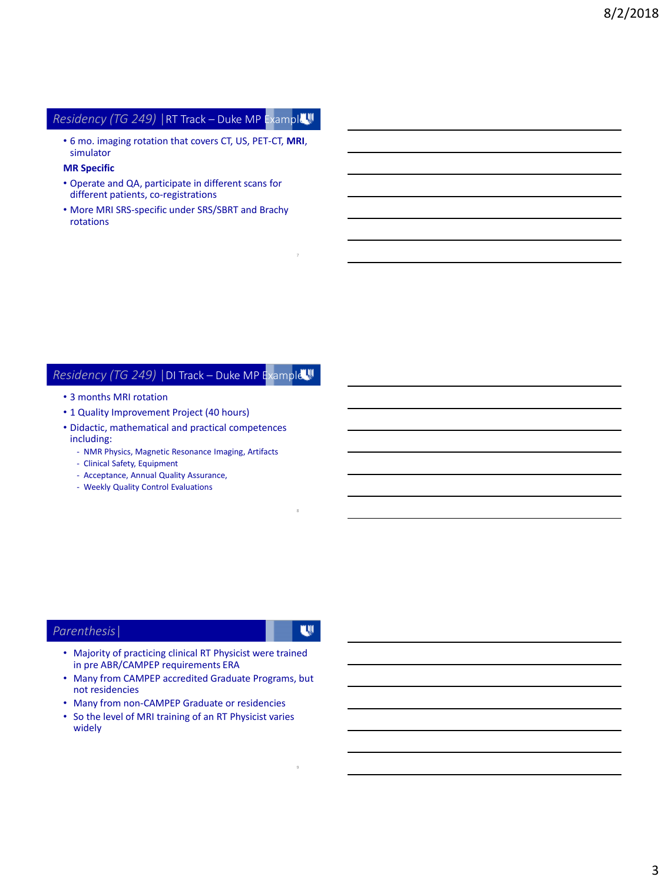## Residency (TG 249) | RT Track – Duke MP Example

- 6 mo. imaging rotation that covers CT, US, PET-CT, **MRI**, simulator

**MR Specific**

- Operate and QA, participate in different scans for different patients, co-registrations
- More MRI SRS-specific under SRS/SBRT and Brachy rotations

## Residency (TG 249) | DI Track – Duke MP Example

- 3 months MRI rotation
- 1 Quality Improvement Project (40 hours)
- Didactic, mathematical and practical competences including:
  - NMR Physics, Magnetic Resonance Imaging, Artifacts
  - Clinical Safety, Equipment
  - Acceptance, Annual Quality Assurance,
  - Weekly Quality Control Evaluations

## Parenthesis |

- Majority of practicing clinical RT Physicist were trained in pre ABR/CAMPEP requirements ERA
- Many from CAMPEP accredited Graduate Programs, but not residencies
- Many from non-CAMPEP Graduate or residencies
- So the level of MRI training of an RT Physicist varies widely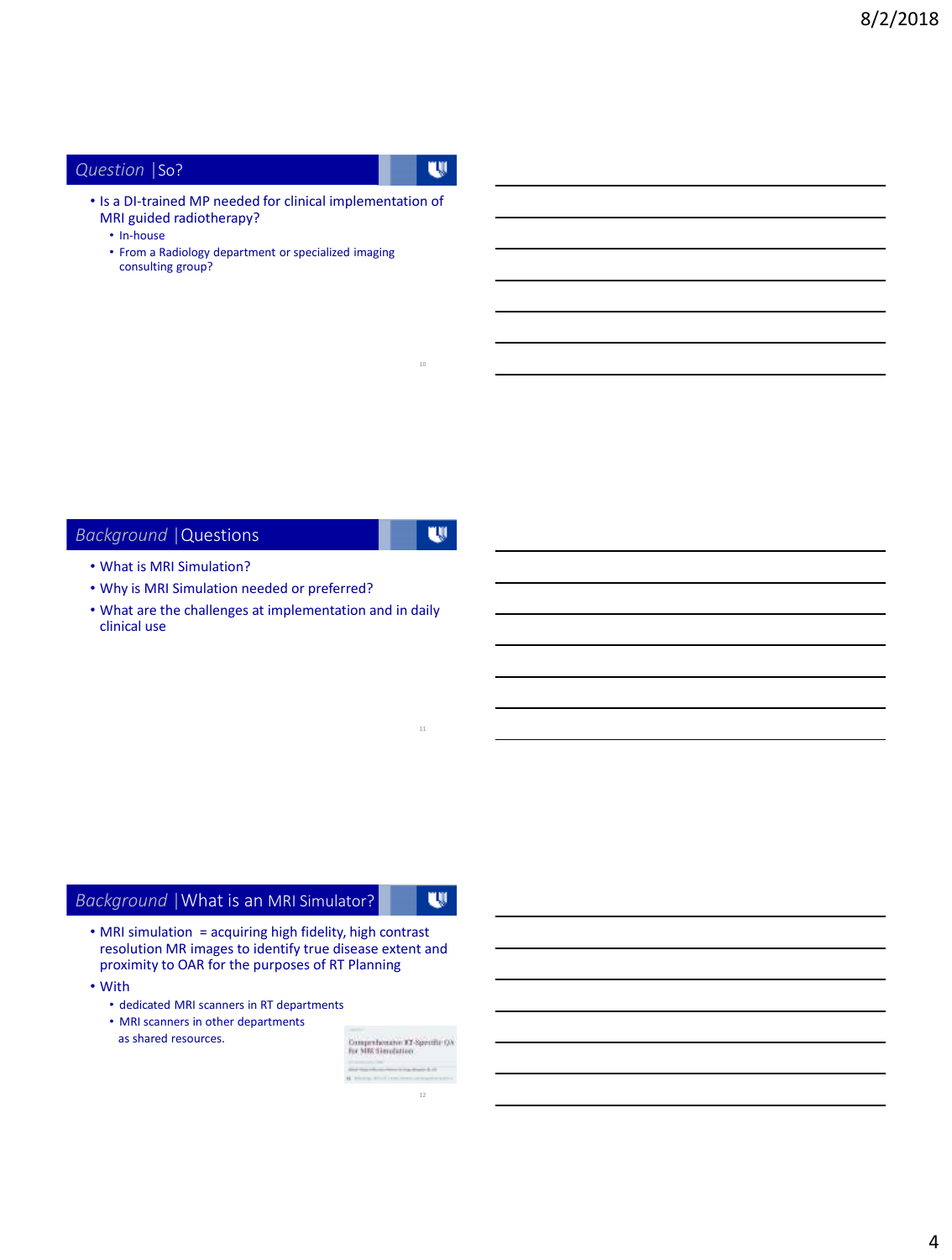## *Question* | So?

- Is a DI-trained MP needed for clinical implementation of MRI guided radiotherapy?
  - In-house
  - From a Radiology department or specialized imaging consulting group?

## *Background* | Questions

- What is MRI Simulation?
- Why is MRI Simulation needed or preferred?
- What are the challenges at implementation and in daily clinical use

## *Background* | What is an MRI Simulator?

- MRI simulation = acquiring high fidelity, high contrast resolution MR images to identify true disease extent and proximity to OAR for the purposes of RT Planning
- With
  - dedicated MRI scanners in RT departments
  - MRI scanners in other departments as shared resources.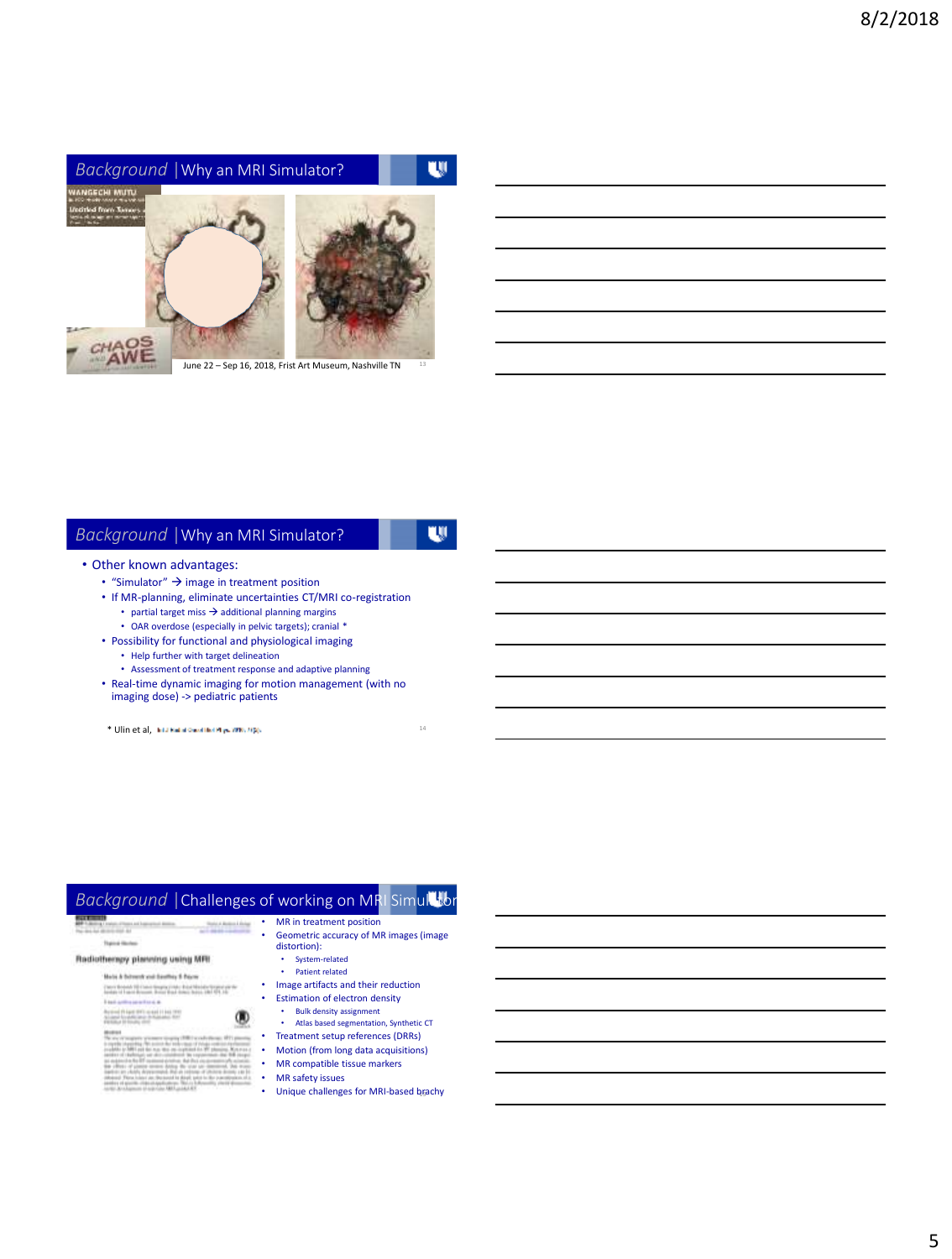## Background |Why an MRI Simulator?

WANGECHI MUTU

Untitled from Tumors

CHAOS AND AWE

June 22 – Sep 16, 2018, Frist Art Museum, Nashville TN

## Background |Why an MRI Simulator?

- Other known advantages:
  - "Simulator" → image in treatment position
  - If MR-planning, eliminate uncertainties CT/MRI co-registration
    - partial target miss → additional planning margins
    - OAR overdose (especially in pelvic targets); cranial *
  - Possibility for functional and physiological imaging
    - Help further with target delineation
    - Assessment of treatment response and adaptive planning
  - Real-time dynamic imaging for motion management (with no imaging dose) -> pediatric patients

\* Ulin et al,

## Background |Challenges of working on MRI Simulator

Radiotherapy planning using MRI

- MR in treatment position
- Geometric accuracy of MR images (image distortion):
  - System-related
  - Patient related
- Image artifacts and their reduction
- Estimation of electron density
  - Bulk density assignment
  - Atlas based segmentation, Synthetic CT
- Treatment setup references (DRRs)
- Motion (from long data acquisitions)
- MR compatible tissue markers
- MR safety issues
- Unique challenges for MRI-based brachy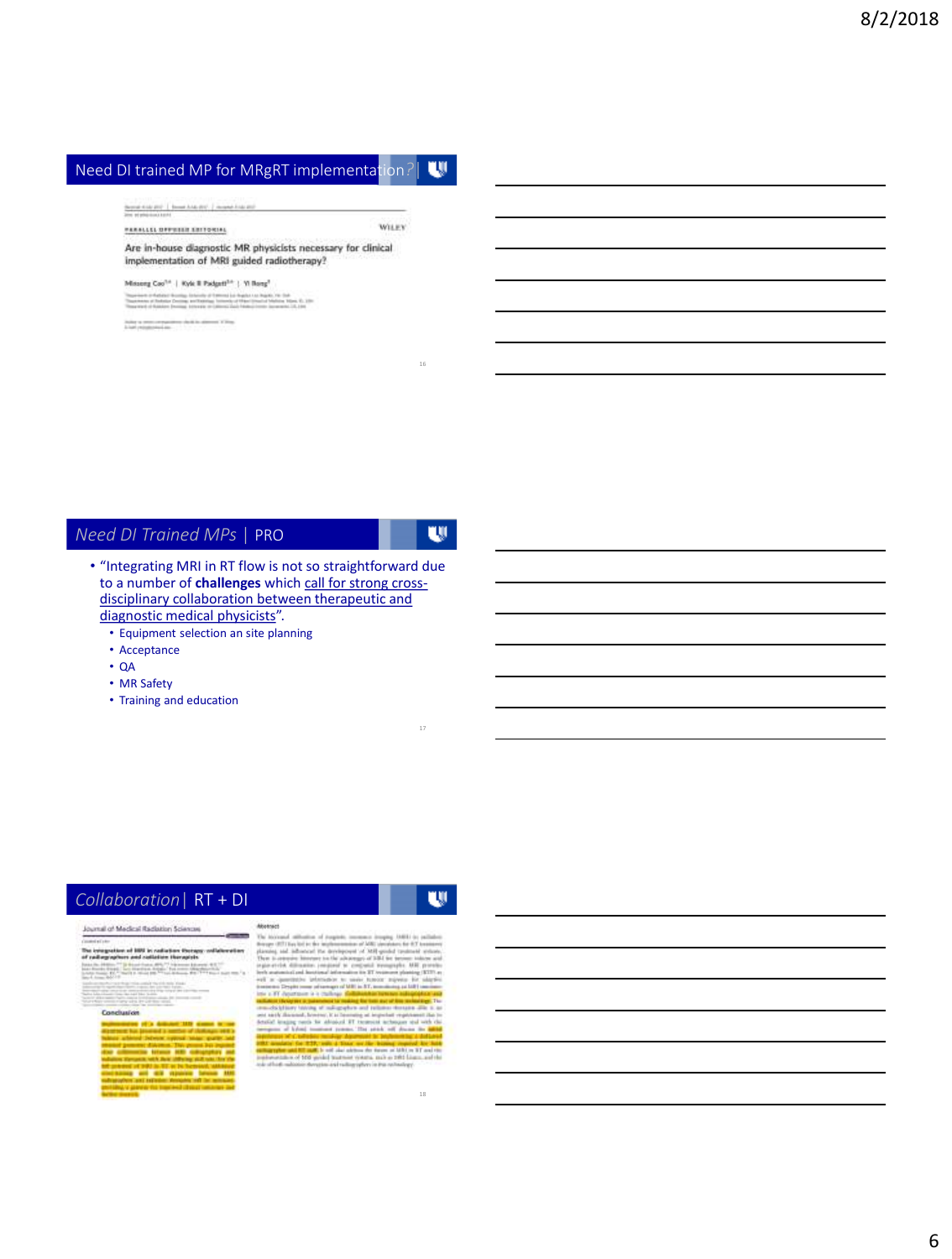## Need DI trained MP for MRgRT implementation?

PARALLEL OPPOSED EDITORIAL

WILEY

Are in-house diagnostic MR physicists necessary for clinical implementation of MRI guided radiotherapy?

Minsong Cao | Kyle R Padgett | Yi Rong

## *Need DI Trained MPs* | PRO

- "Integrating MRI in RT flow is not so straightforward due to a number of **challenges** which call for strong cross-disciplinary collaboration between therapeutic and diagnostic medical physicists".
  - Equipment selection an site planning
  - Acceptance
  - QA
  - MR Safety
  - Training and education

## *Collaboration* | RT + DI

Journal of Medical Radiation Sciences

The integration of MRI in radiation therapy: collaboration of radiographers and radiation therapists

Conclusion

Abstract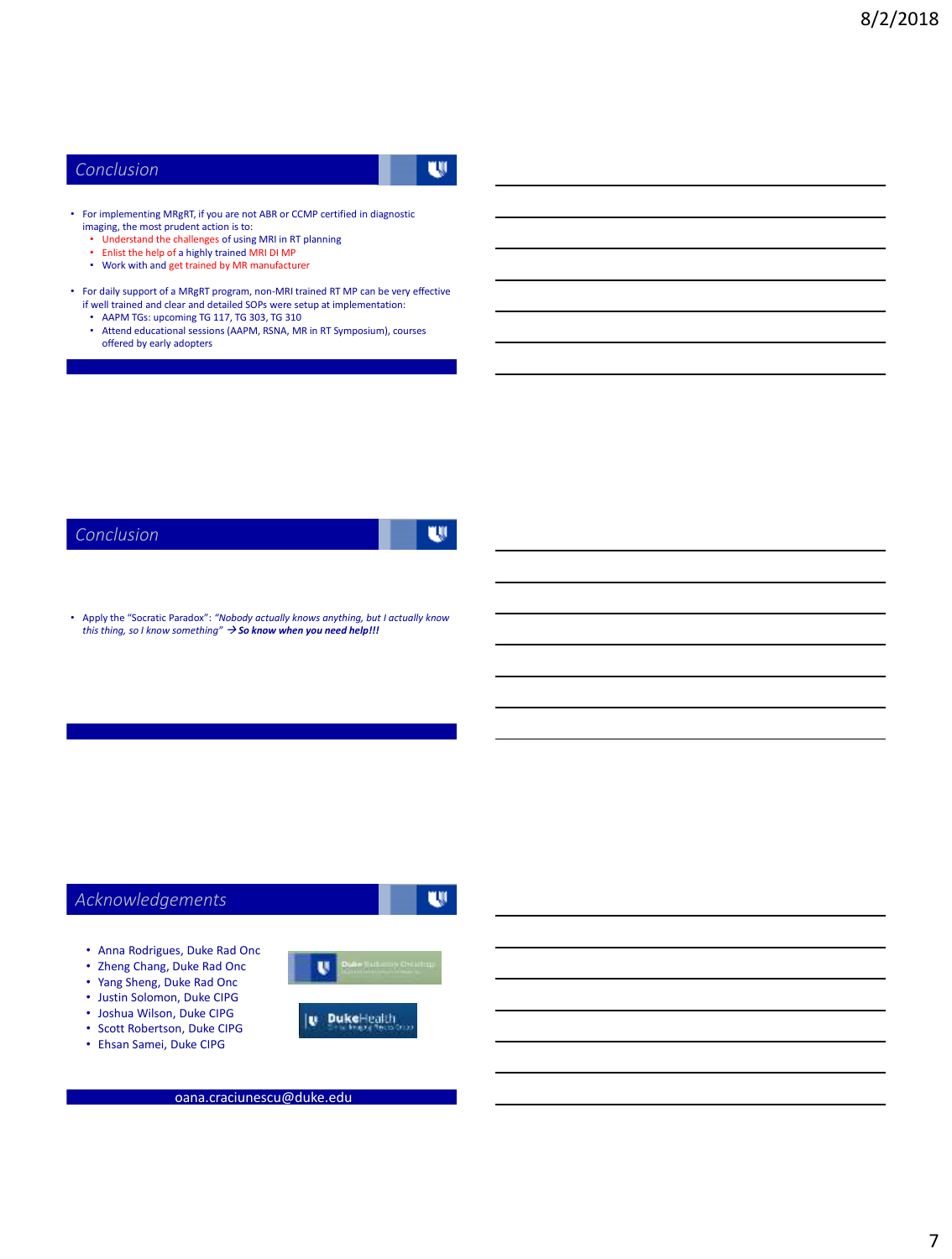## Conclusion

- For implementing MRgRT, if you are not ABR or CCMP certified in diagnostic imaging, the most prudent action is to:
  - Understand the challenges of using MRI in RT planning
  - Enlist the help of a highly trained MRI DI MP
  - Work with and get trained by MR manufacturer
- For daily support of a MRgRT program, non-MRI trained RT MP can be very effective if well trained and clear and detailed SOPs were setup at implementation:
  - AAPM TGs: upcoming TG 117, TG 303, TG 310
  - Attend educational sessions (AAPM, RSNA, MR in RT Symposium), courses offered by early adopters

## Conclusion

- Apply the "Socratic Paradox": *"Nobody actually knows anything, but I actually know this thing, so I know something"* → ***So know when you need help!!!***

## Acknowledgements

- Anna Rodrigues, Duke Rad Onc
- Zheng Chang, Duke Rad Onc
- Yang Sheng, Duke Rad Onc
- Justin Solomon, Duke CIPG
- Joshua Wilson, Duke CIPG
- Scott Robertson, Duke CIPG
- Ehsan Samei, Duke CIPG

oana.craciunescu@duke.edu